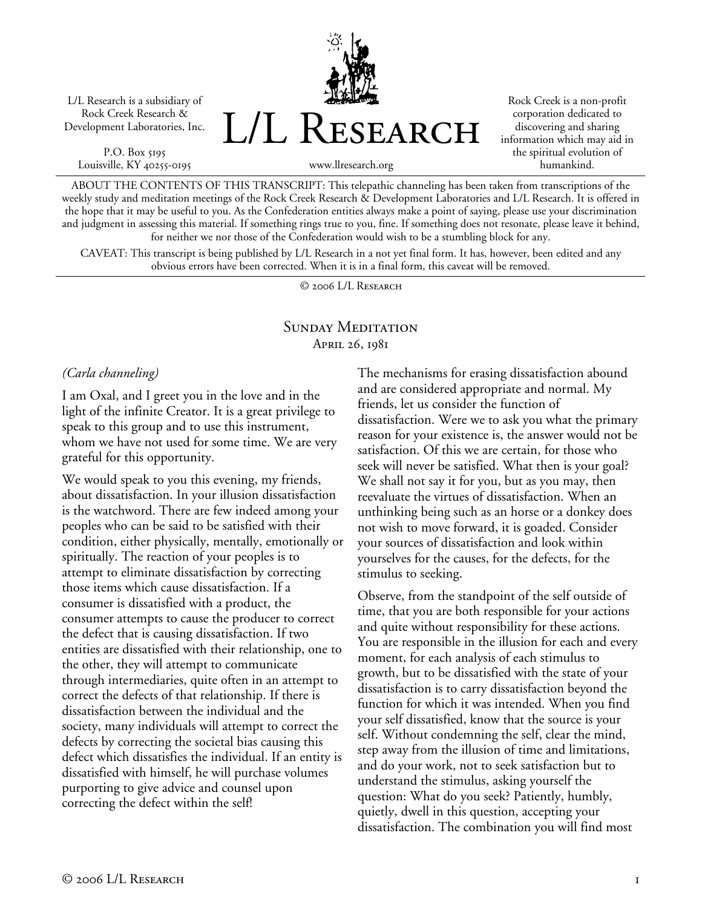L/L Research is a subsidiary of Rock Creek Research & Development Laboratories, Inc.

P.O. Box 5195
Louisville, KY 40255-0195

# L/L Research

www.llresearch.org

Rock Creek is a non-profit corporation dedicated to discovering and sharing information which may aid in the spiritual evolution of humankind.

ABOUT THE CONTENTS OF THIS TRANSCRIPT: This telepathic channeling has been taken from transcriptions of the weekly study and meditation meetings of the Rock Creek Research & Development Laboratories and L/L Research. It is offered in the hope that it may be useful to you. As the Confederation entities always make a point of saying, please use your discrimination and judgment in assessing this material. If something rings true to you, fine. If something does not resonate, please leave it behind, for neither we nor those of the Confederation would wish to be a stumbling block for any.

CAVEAT: This transcript is being published by L/L Research in a not yet final form. It has, however, been edited and any obvious errors have been corrected. When it is in a final form, this caveat will be removed.

© 2006 L/L Research

## Sunday Meditation
April 26, 1981

*(Carla channeling)*

I am Oxal, and I greet you in the love and in the light of the infinite Creator. It is a great privilege to speak to this group and to use this instrument, whom we have not used for some time. We are very grateful for this opportunity.

We would speak to you this evening, my friends, about dissatisfaction. In your illusion dissatisfaction is the watchword. There are few indeed among your peoples who can be said to be satisfied with their condition, either physically, mentally, emotionally or spiritually. The reaction of your peoples is to attempt to eliminate dissatisfaction by correcting those items which cause dissatisfaction. If a consumer is dissatisfied with a product, the consumer attempts to cause the producer to correct the defect that is causing dissatisfaction. If two entities are dissatisfied with their relationship, one to the other, they will attempt to communicate through intermediaries, quite often in an attempt to correct the defects of that relationship. If there is dissatisfaction between the individual and the society, many individuals will attempt to correct the defects by correcting the societal bias causing this defect which dissatisfies the individual. If an entity is dissatisfied with himself, he will purchase volumes purporting to give advice and counsel upon correcting the defect within the self!

The mechanisms for erasing dissatisfaction abound and are considered appropriate and normal. My friends, let us consider the function of dissatisfaction. Were we to ask you what the primary reason for your existence is, the answer would not be satisfaction. Of this we are certain, for those who seek will never be satisfied. What then is your goal? We shall not say it for you, but as you may, then reevaluate the virtues of dissatisfaction. When an unthinking being such as an horse or a donkey does not wish to move forward, it is goaded. Consider your sources of dissatisfaction and look within yourselves for the causes, for the defects, for the stimulus to seeking.

Observe, from the standpoint of the self outside of time, that you are both responsible for your actions and quite without responsibility for these actions. You are responsible in the illusion for each and every moment, for each analysis of each stimulus to growth, but to be dissatisfied with the state of your dissatisfaction is to carry dissatisfaction beyond the function for which it was intended. When you find your self dissatisfied, know that the source is your self. Without condemning the self, clear the mind, step away from the illusion of time and limitations, and do your work, not to seek satisfaction but to understand the stimulus, asking yourself the question: What do you seek? Patiently, humbly, quietly, dwell in this question, accepting your dissatisfaction. The combination you will find most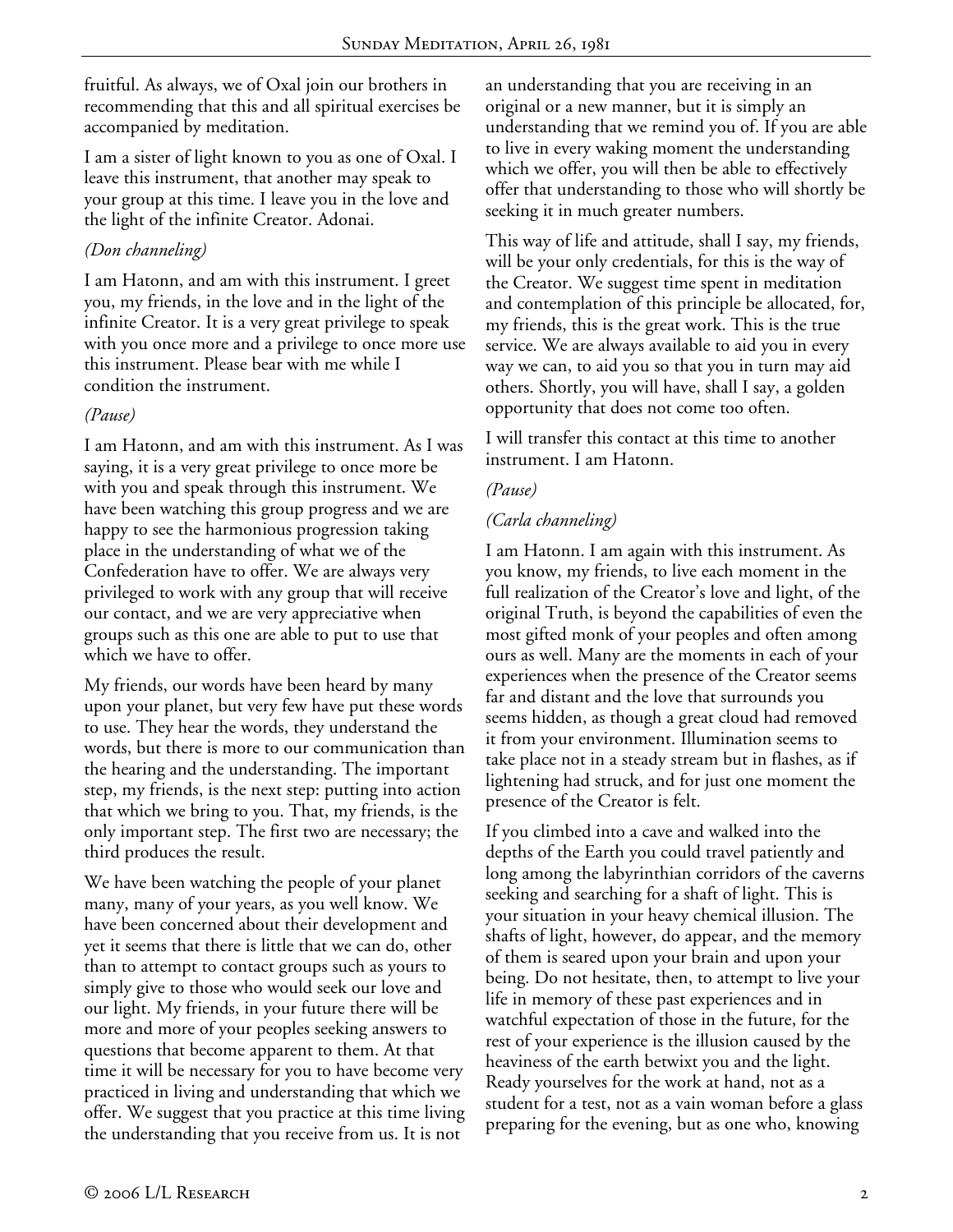fruitful. As always, we of Oxal join our brothers in recommending that this and all spiritual exercises be accompanied by meditation.

I am a sister of light known to you as one of Oxal. I leave this instrument, that another may speak to your group at this time. I leave you in the love and the light of the infinite Creator. Adonai.

*(Don channeling)*

I am Hatonn, and am with this instrument. I greet you, my friends, in the love and in the light of the infinite Creator. It is a very great privilege to speak with you once more and a privilege to once more use this instrument. Please bear with me while I condition the instrument.

*(Pause)*

I am Hatonn, and am with this instrument. As I was saying, it is a very great privilege to once more be with you and speak through this instrument. We have been watching this group progress and we are happy to see the harmonious progression taking place in the understanding of what we of the Confederation have to offer. We are always very privileged to work with any group that will receive our contact, and we are very appreciative when groups such as this one are able to put to use that which we have to offer.

My friends, our words have been heard by many upon your planet, but very few have put these words to use. They hear the words, they understand the words, but there is more to our communication than the hearing and the understanding. The important step, my friends, is the next step: putting into action that which we bring to you. That, my friends, is the only important step. The first two are necessary; the third produces the result.

We have been watching the people of your planet many, many of your years, as you well know. We have been concerned about their development and yet it seems that there is little that we can do, other than to attempt to contact groups such as yours to simply give to those who would seek our love and our light. My friends, in your future there will be more and more of your peoples seeking answers to questions that become apparent to them. At that time it will be necessary for you to have become very practiced in living and understanding that which we offer. We suggest that you practice at this time living the understanding that you receive from us. It is not an understanding that you are receiving in an original or a new manner, but it is simply an understanding that we remind you of. If you are able to live in every waking moment the understanding which we offer, you will then be able to effectively offer that understanding to those who will shortly be seeking it in much greater numbers.

This way of life and attitude, shall I say, my friends, will be your only credentials, for this is the way of the Creator. We suggest time spent in meditation and contemplation of this principle be allocated, for, my friends, this is the great work. This is the true service. We are always available to aid you in every way we can, to aid you so that you in turn may aid others. Shortly, you will have, shall I say, a golden opportunity that does not come too often.

I will transfer this contact at this time to another instrument. I am Hatonn.

*(Pause)*

*(Carla channeling)*

I am Hatonn. I am again with this instrument. As you know, my friends, to live each moment in the full realization of the Creator's love and light, of the original Truth, is beyond the capabilities of even the most gifted monk of your peoples and often among ours as well. Many are the moments in each of your experiences when the presence of the Creator seems far and distant and the love that surrounds you seems hidden, as though a great cloud had removed it from your environment. Illumination seems to take place not in a steady stream but in flashes, as if lightening had struck, and for just one moment the presence of the Creator is felt.

If you climbed into a cave and walked into the depths of the Earth you could travel patiently and long among the labyrinthian corridors of the caverns seeking and searching for a shaft of light. This is your situation in your heavy chemical illusion. The shafts of light, however, do appear, and the memory of them is seared upon your brain and upon your being. Do not hesitate, then, to attempt to live your life in memory of these past experiences and in watchful expectation of those in the future, for the rest of your experience is the illusion caused by the heaviness of the earth betwixt you and the light. Ready yourselves for the work at hand, not as a student for a test, not as a vain woman before a glass preparing for the evening, but as one who, knowing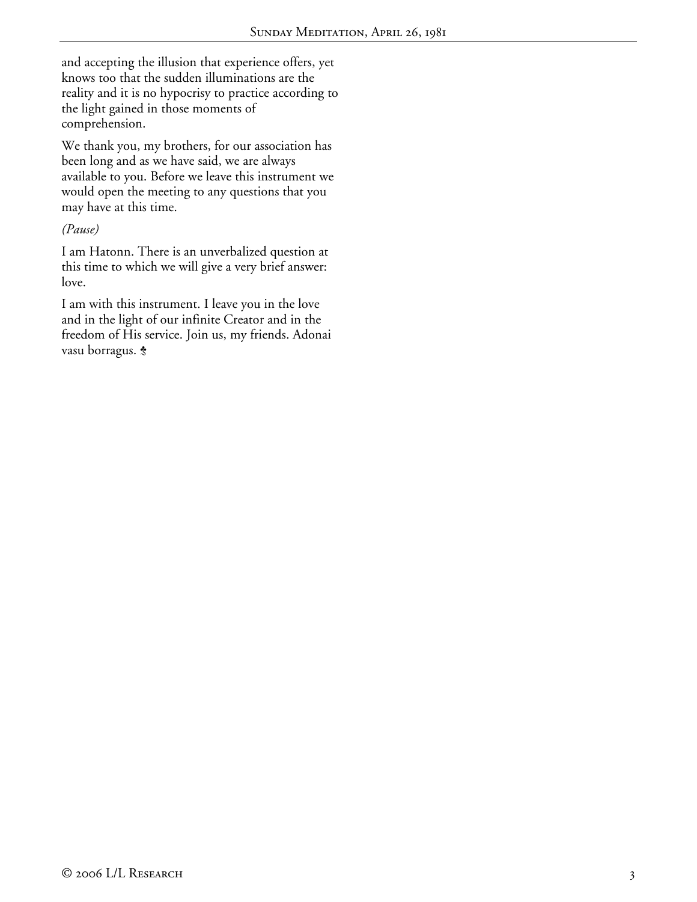and accepting the illusion that experience offers, yet knows too that the sudden illuminations are the reality and it is no hypocrisy to practice according to the light gained in those moments of comprehension.

We thank you, my brothers, for our association has been long and as we have said, we are always available to you. Before we leave this instrument we would open the meeting to any questions that you may have at this time.

*(Pause)*

I am Hatonn. There is an unverbalized question at this time to which we will give a very brief answer: love.

I am with this instrument. I leave you in the love and in the light of our infinite Creator and in the freedom of His service. Join us, my friends. Adonai vasu borragus.